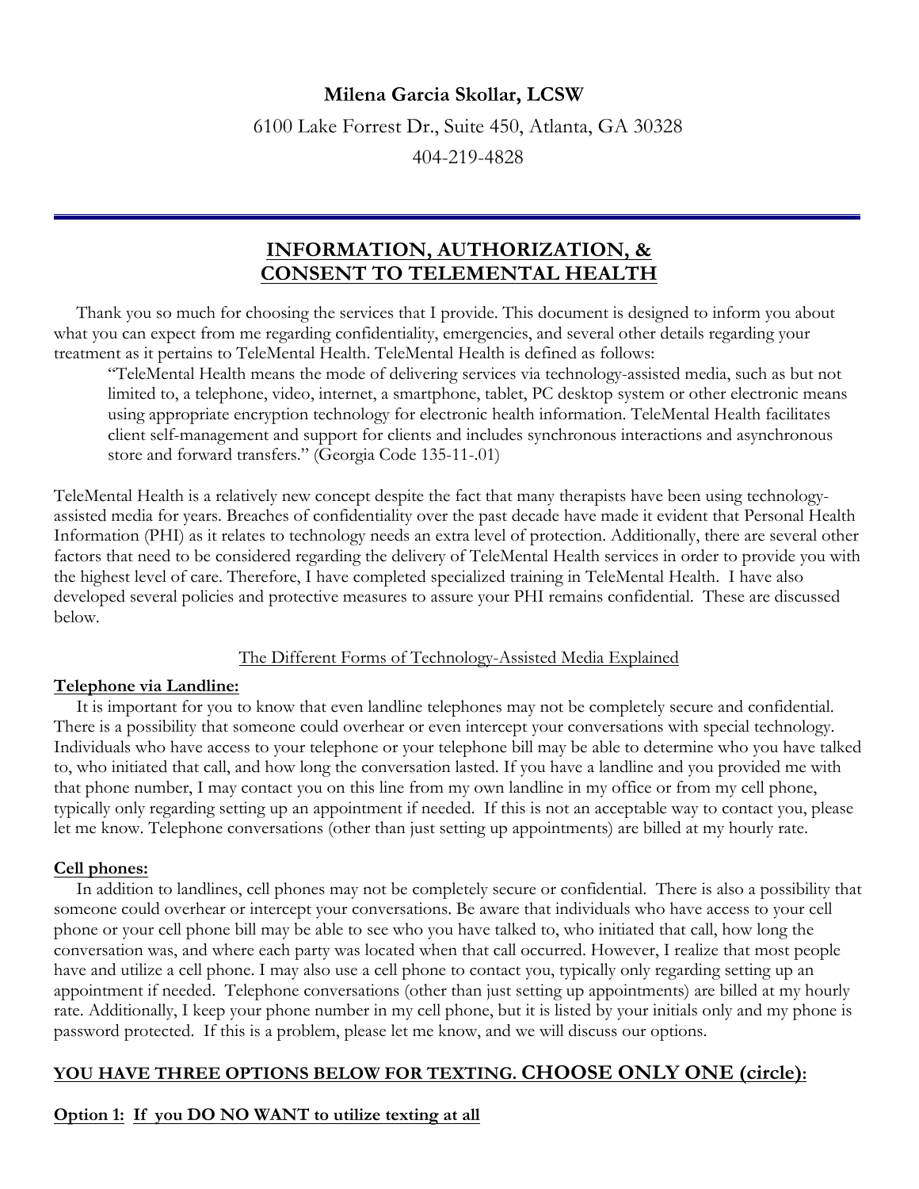**Milena Garcia Skollar, LCSW**

6100 Lake Forrest Dr., Suite 450, Atlanta, GA 30328

404-219-4828

---

# INFORMATION, AUTHORIZATION, & CONSENT TO TELEMENTAL HEALTH

Thank you so much for choosing the services that I provide. This document is designed to inform you about what you can expect from me regarding confidentiality, emergencies, and several other details regarding your treatment as it pertains to TeleMental Health. TeleMental Health is defined as follows:

> "TeleMental Health means the mode of delivering services via technology-assisted media, such as but not limited to, a telephone, video, internet, a smartphone, tablet, PC desktop system or other electronic means using appropriate encryption technology for electronic health information. TeleMental Health facilitates client self-management and support for clients and includes synchronous interactions and asynchronous store and forward transfers." (Georgia Code 135-11-.01)

TeleMental Health is a relatively new concept despite the fact that many therapists have been using technology-assisted media for years. Breaches of confidentiality over the past decade have made it evident that Personal Health Information (PHI) as it relates to technology needs an extra level of protection. Additionally, there are several other factors that need to be considered regarding the delivery of TeleMental Health services in order to provide you with the highest level of care. Therefore, I have completed specialized training in TeleMental Health. I have also developed several policies and protective measures to assure your PHI remains confidential. These are discussed below.

## The Different Forms of Technology-Assisted Media Explained

**Telephone via Landline:**

It is important for you to know that even landline telephones may not be completely secure and confidential. There is a possibility that someone could overhear or even intercept your conversations with special technology. Individuals who have access to your telephone or your telephone bill may be able to determine who you have talked to, who initiated that call, and how long the conversation lasted. If you have a landline and you provided me with that phone number, I may contact you on this line from my own landline in my office or from my cell phone, typically only regarding setting up an appointment if needed. If this is not an acceptable way to contact you, please let me know. Telephone conversations (other than just setting up appointments) are billed at my hourly rate.

**Cell phones:**

In addition to landlines, cell phones may not be completely secure or confidential. There is also a possibility that someone could overhear or intercept your conversations. Be aware that individuals who have access to your cell phone or your cell phone bill may be able to see who you have talked to, who initiated that call, how long the conversation was, and where each party was located when that call occurred. However, I realize that most people have and utilize a cell phone. I may also use a cell phone to contact you, typically only regarding setting up an appointment if needed. Telephone conversations (other than just setting up appointments) are billed at my hourly rate. Additionally, I keep your phone number in my cell phone, but it is listed by your initials only and my phone is password protected. If this is a problem, please let me know, and we will discuss our options.

**YOU HAVE THREE OPTIONS BELOW FOR TEXTING. CHOOSE ONLY ONE (circle):**

**Option 1: If you DO NO WANT to utilize texting at all**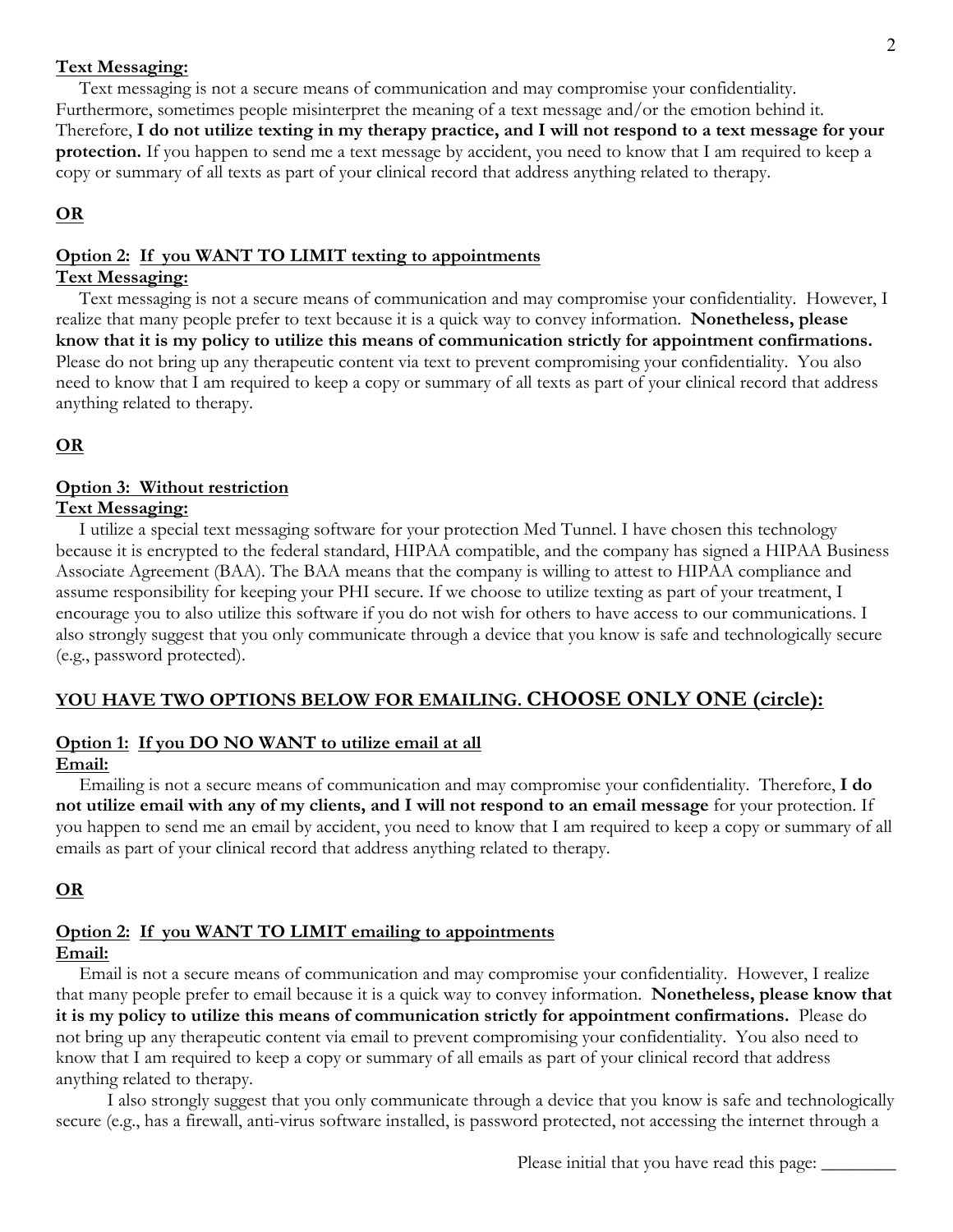**Text Messaging:**

Text messaging is not a secure means of communication and may compromise your confidentiality. Furthermore, sometimes people misinterpret the meaning of a text message and/or the emotion behind it. Therefore, **I do not utilize texting in my therapy practice, and I will not respond to a text message for your protection.** If you happen to send me a text message by accident, you need to know that I am required to keep a copy or summary of all texts as part of your clinical record that address anything related to therapy.

**OR**

**Option 2: If you WANT TO LIMIT texting to appointments**

**Text Messaging:**

Text messaging is not a secure means of communication and may compromise your confidentiality. However, I realize that many people prefer to text because it is a quick way to convey information. **Nonetheless, please know that it is my policy to utilize this means of communication strictly for appointment confirmations.** Please do not bring up any therapeutic content via text to prevent compromising your confidentiality. You also need to know that I am required to keep a copy or summary of all texts as part of your clinical record that address anything related to therapy.

**OR**

**Option 3: Without restriction**

**Text Messaging:**

I utilize a special text messaging software for your protection Med Tunnel. I have chosen this technology because it is encrypted to the federal standard, HIPAA compatible, and the company has signed a HIPAA Business Associate Agreement (BAA). The BAA means that the company is willing to attest to HIPAA compliance and assume responsibility for keeping your PHI secure. If we choose to utilize texting as part of your treatment, I encourage you to also utilize this software if you do not wish for others to have access to our communications. I also strongly suggest that you only communicate through a device that you know is safe and technologically secure (e.g., password protected).

## YOU HAVE TWO OPTIONS BELOW FOR EMAILING. CHOOSE ONLY ONE (circle):

**Option 1: If you DO NO WANT to utilize email at all**

**Email:**

Emailing is not a secure means of communication and may compromise your confidentiality. Therefore, **I do not utilize email with any of my clients, and I will not respond to an email message** for your protection. If you happen to send me an email by accident, you need to know that I am required to keep a copy or summary of all emails as part of your clinical record that address anything related to therapy.

**OR**

**Option 2: If you WANT TO LIMIT emailing to appointments**

**Email:**

Email is not a secure means of communication and may compromise your confidentiality. However, I realize that many people prefer to email because it is a quick way to convey information. **Nonetheless, please know that it is my policy to utilize this means of communication strictly for appointment confirmations.** Please do not bring up any therapeutic content via email to prevent compromising your confidentiality. You also need to know that I am required to keep a copy or summary of all emails as part of your clinical record that address anything related to therapy.

I also strongly suggest that you only communicate through a device that you know is safe and technologically secure (e.g., has a firewall, anti-virus software installed, is password protected, not accessing the internet through a

Please initial that you have read this page: ________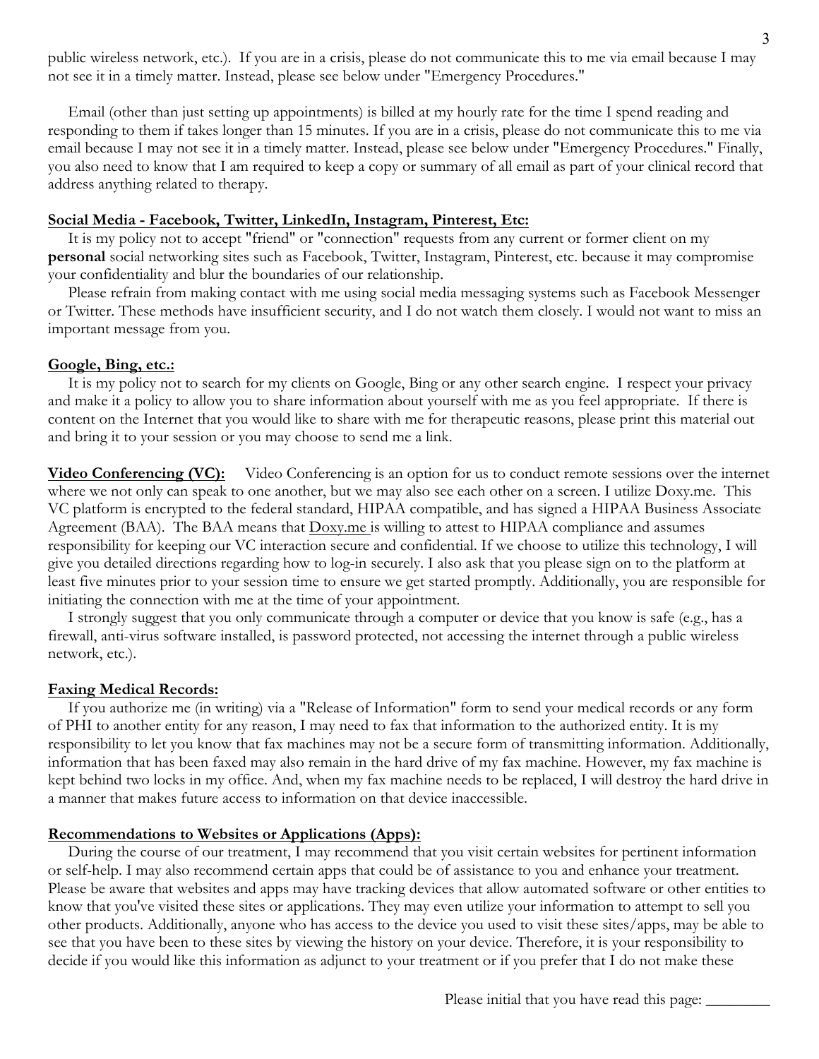public wireless network, etc.). If you are in a crisis, please do not communicate this to me via email because I may not see it in a timely matter. Instead, please see below under "Emergency Procedures."

Email (other than just setting up appointments) is billed at my hourly rate for the time I spend reading and responding to them if takes longer than 15 minutes. If you are in a crisis, please do not communicate this to me via email because I may not see it in a timely matter. Instead, please see below under "Emergency Procedures." Finally, you also need to know that I am required to keep a copy or summary of all email as part of your clinical record that address anything related to therapy.

**Social Media - Facebook, Twitter, LinkedIn, Instagram, Pinterest, Etc:**

It is my policy not to accept "friend" or "connection" requests from any current or former client on my **personal** social networking sites such as Facebook, Twitter, Instagram, Pinterest, etc. because it may compromise your confidentiality and blur the boundaries of our relationship.

Please refrain from making contact with me using social media messaging systems such as Facebook Messenger or Twitter. These methods have insufficient security, and I do not watch them closely. I would not want to miss an important message from you.

**Google, Bing, etc.:**

It is my policy not to search for my clients on Google, Bing or any other search engine. I respect your privacy and make it a policy to allow you to share information about yourself with me as you feel appropriate. If there is content on the Internet that you would like to share with me for therapeutic reasons, please print this material out and bring it to your session or you may choose to send me a link.

**Video Conferencing (VC):** Video Conferencing is an option for us to conduct remote sessions over the internet where we not only can speak to one another, but we may also see each other on a screen. I utilize Doxy.me. This VC platform is encrypted to the federal standard, HIPAA compatible, and has signed a HIPAA Business Associate Agreement (BAA). The BAA means that Doxy.me is willing to attest to HIPAA compliance and assumes responsibility for keeping our VC interaction secure and confidential. If we choose to utilize this technology, I will give you detailed directions regarding how to log-in securely. I also ask that you please sign on to the platform at least five minutes prior to your session time to ensure we get started promptly. Additionally, you are responsible for initiating the connection with me at the time of your appointment.

I strongly suggest that you only communicate through a computer or device that you know is safe (e.g., has a firewall, anti-virus software installed, is password protected, not accessing the internet through a public wireless network, etc.).

**Faxing Medical Records:**

If you authorize me (in writing) via a "Release of Information" form to send your medical records or any form of PHI to another entity for any reason, I may need to fax that information to the authorized entity. It is my responsibility to let you know that fax machines may not be a secure form of transmitting information. Additionally, information that has been faxed may also remain in the hard drive of my fax machine. However, my fax machine is kept behind two locks in my office. And, when my fax machine needs to be replaced, I will destroy the hard drive in a manner that makes future access to information on that device inaccessible.

**Recommendations to Websites or Applications (Apps):**

During the course of our treatment, I may recommend that you visit certain websites for pertinent information or self-help. I may also recommend certain apps that could be of assistance to you and enhance your treatment. Please be aware that websites and apps may have tracking devices that allow automated software or other entities to know that you've visited these sites or applications. They may even utilize your information to attempt to sell you other products. Additionally, anyone who has access to the device you used to visit these sites/apps, may be able to see that you have been to these sites by viewing the history on your device. Therefore, it is your responsibility to decide if you would like this information as adjunct to your treatment or if you prefer that I do not make these

Please initial that you have read this page: ________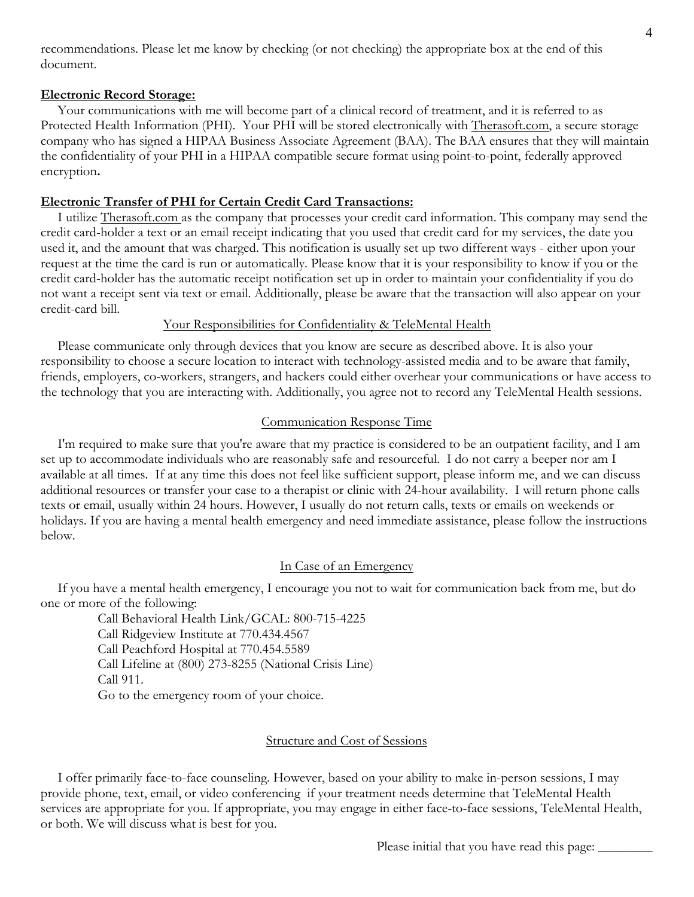recommendations. Please let me know by checking (or not checking) the appropriate box at the end of this document.

**Electronic Record Storage:**

Your communications with me will become part of a clinical record of treatment, and it is referred to as Protected Health Information (PHI). Your PHI will be stored electronically with Therasoft.com, a secure storage company who has signed a HIPAA Business Associate Agreement (BAA). The BAA ensures that they will maintain the confidentiality of your PHI in a HIPAA compatible secure format using point-to-point, federally approved encryption**.**

**Electronic Transfer of PHI for Certain Credit Card Transactions:**

I utilize Therasoft.com as the company that processes your credit card information. This company may send the credit card-holder a text or an email receipt indicating that you used that credit card for my services, the date you used it, and the amount that was charged. This notification is usually set up two different ways - either upon your request at the time the card is run or automatically. Please know that it is your responsibility to know if you or the credit card-holder has the automatic receipt notification set up in order to maintain your confidentiality if you do not want a receipt sent via text or email. Additionally, please be aware that the transaction will also appear on your credit-card bill.

## Your Responsibilities for Confidentiality & TeleMental Health

Please communicate only through devices that you know are secure as described above. It is also your responsibility to choose a secure location to interact with technology-assisted media and to be aware that family, friends, employers, co-workers, strangers, and hackers could either overhear your communications or have access to the technology that you are interacting with. Additionally, you agree not to record any TeleMental Health sessions.

## Communication Response Time

I'm required to make sure that you're aware that my practice is considered to be an outpatient facility, and I am set up to accommodate individuals who are reasonably safe and resourceful. I do not carry a beeper nor am I available at all times. If at any time this does not feel like sufficient support, please inform me, and we can discuss additional resources or transfer your case to a therapist or clinic with 24-hour availability. I will return phone calls texts or email, usually within 24 hours. However, I usually do not return calls, texts or emails on weekends or holidays. If you are having a mental health emergency and need immediate assistance, please follow the instructions below.

## In Case of an Emergency

If you have a mental health emergency, I encourage you not to wait for communication back from me, but do one or more of the following:

Call Behavioral Health Link/GCAL: 800-715-4225
Call Ridgeview Institute at 770.434.4567
Call Peachford Hospital at 770.454.5589
Call Lifeline at (800) 273-8255 (National Crisis Line)
Call 911.
Go to the emergency room of your choice.

## Structure and Cost of Sessions

I offer primarily face-to-face counseling. However, based on your ability to make in-person sessions, I may provide phone, text, email, or video conferencing if your treatment needs determine that TeleMental Health services are appropriate for you. If appropriate, you may engage in either face-to-face sessions, TeleMental Health, or both. We will discuss what is best for you.

Please initial that you have read this page: ________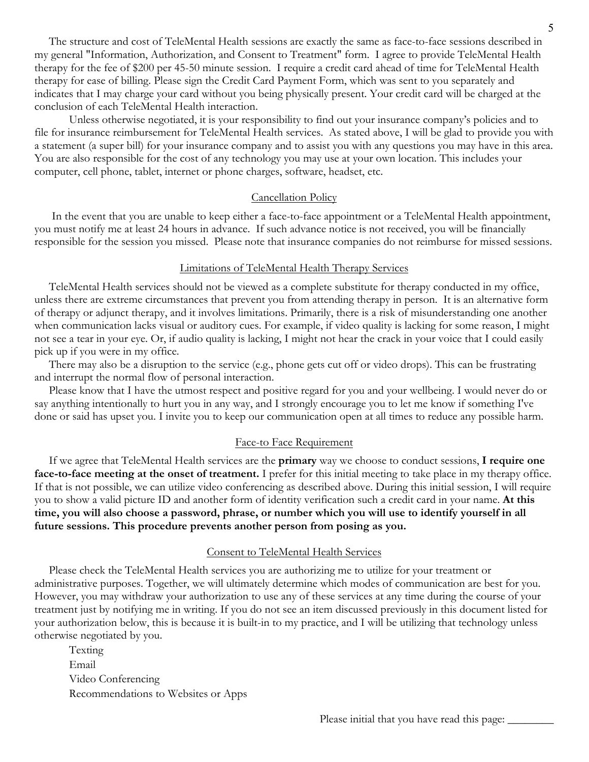The structure and cost of TeleMental Health sessions are exactly the same as face-to-face sessions described in my general "Information, Authorization, and Consent to Treatment" form. I agree to provide TeleMental Health therapy for the fee of $200 per 45-50 minute session. I require a credit card ahead of time for TeleMental Health therapy for ease of billing. Please sign the Credit Card Payment Form, which was sent to you separately and indicates that I may charge your card without you being physically present. Your credit card will be charged at the conclusion of each TeleMental Health interaction.

Unless otherwise negotiated, it is your responsibility to find out your insurance company's policies and to file for insurance reimbursement for TeleMental Health services. As stated above, I will be glad to provide you with a statement (a super bill) for your insurance company and to assist you with any questions you may have in this area. You are also responsible for the cost of any technology you may use at your own location. This includes your computer, cell phone, tablet, internet or phone charges, software, headset, etc.

## Cancellation Policy

In the event that you are unable to keep either a face-to-face appointment or a TeleMental Health appointment, you must notify me at least 24 hours in advance. If such advance notice is not received, you will be financially responsible for the session you missed. Please note that insurance companies do not reimburse for missed sessions.

## Limitations of TeleMental Health Therapy Services

TeleMental Health services should not be viewed as a complete substitute for therapy conducted in my office, unless there are extreme circumstances that prevent you from attending therapy in person. It is an alternative form of therapy or adjunct therapy, and it involves limitations. Primarily, there is a risk of misunderstanding one another when communication lacks visual or auditory cues. For example, if video quality is lacking for some reason, I might not see a tear in your eye. Or, if audio quality is lacking, I might not hear the crack in your voice that I could easily pick up if you were in my office.

There may also be a disruption to the service (e.g., phone gets cut off or video drops). This can be frustrating and interrupt the normal flow of personal interaction.

Please know that I have the utmost respect and positive regard for you and your wellbeing. I would never do or say anything intentionally to hurt you in any way, and I strongly encourage you to let me know if something I've done or said has upset you. I invite you to keep our communication open at all times to reduce any possible harm.

## Face-to Face Requirement

If we agree that TeleMental Health services are the **primary** way we choose to conduct sessions, **I require one face-to-face meeting at the onset of treatment.** I prefer for this initial meeting to take place in my therapy office. If that is not possible, we can utilize video conferencing as described above. During this initial session, I will require you to show a valid picture ID and another form of identity verification such a credit card in your name. **At this time, you will also choose a password, phrase, or number which you will use to identify yourself in all future sessions. This procedure prevents another person from posing as you.**

## Consent to TeleMental Health Services

Please check the TeleMental Health services you are authorizing me to utilize for your treatment or administrative purposes. Together, we will ultimately determine which modes of communication are best for you. However, you may withdraw your authorization to use any of these services at any time during the course of your treatment just by notifying me in writing. If you do not see an item discussed previously in this document listed for your authorization below, this is because it is built-in to my practice, and I will be utilizing that technology unless otherwise negotiated by you.

Texting
Email
Video Conferencing
Recommendations to Websites or Apps

Please initial that you have read this page: ________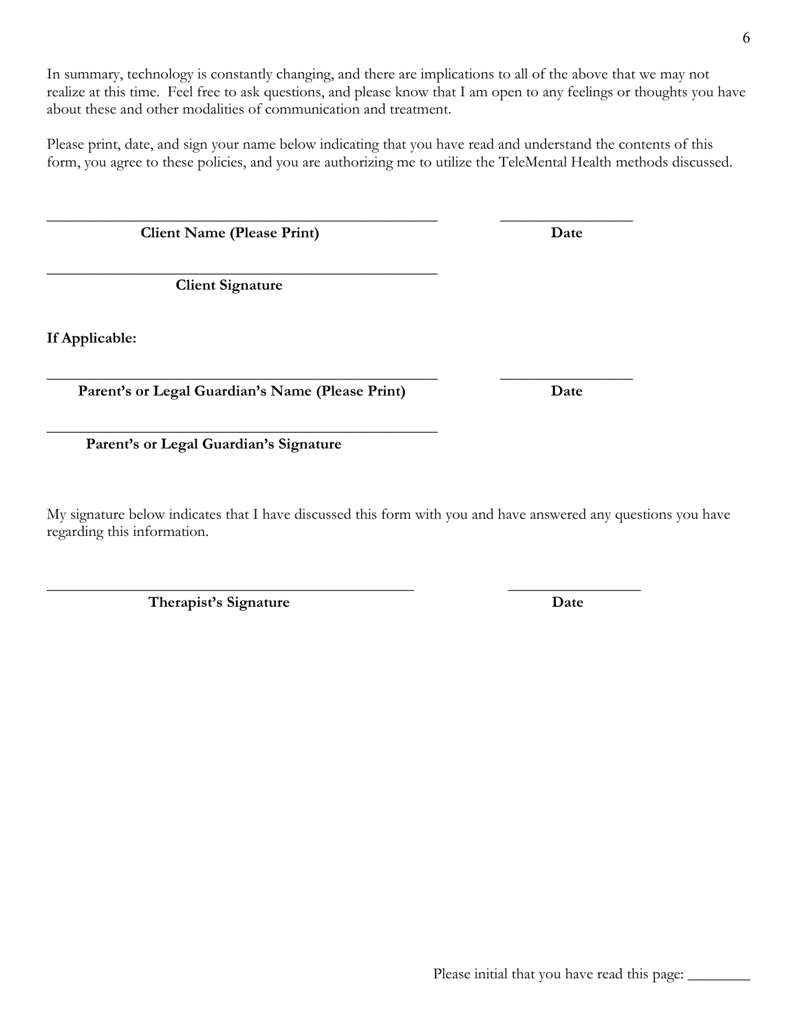In summary, technology is constantly changing, and there are implications to all of the above that we may not realize at this time. Feel free to ask questions, and please know that I am open to any feelings or thoughts you have about these and other modalities of communication and treatment.

Please print, date, and sign your name below indicating that you have read and understand the contents of this form, you agree to these policies, and you are authorizing me to utilize the TeleMental Health methods discussed.

_______________________________________________ _______________

**Client Name (Please Print)** **Date**

_______________________________________________

**Client Signature**

**If Applicable:**

_______________________________________________ _______________

**Parent's or Legal Guardian's Name (Please Print)** **Date**

_______________________________________________

**Parent's or Legal Guardian's Signature**

My signature below indicates that I have discussed this form with you and have answered any questions you have regarding this information.

_____________________________________________ _______________

**Therapist's Signature** **Date**

Please initial that you have read this page: ________